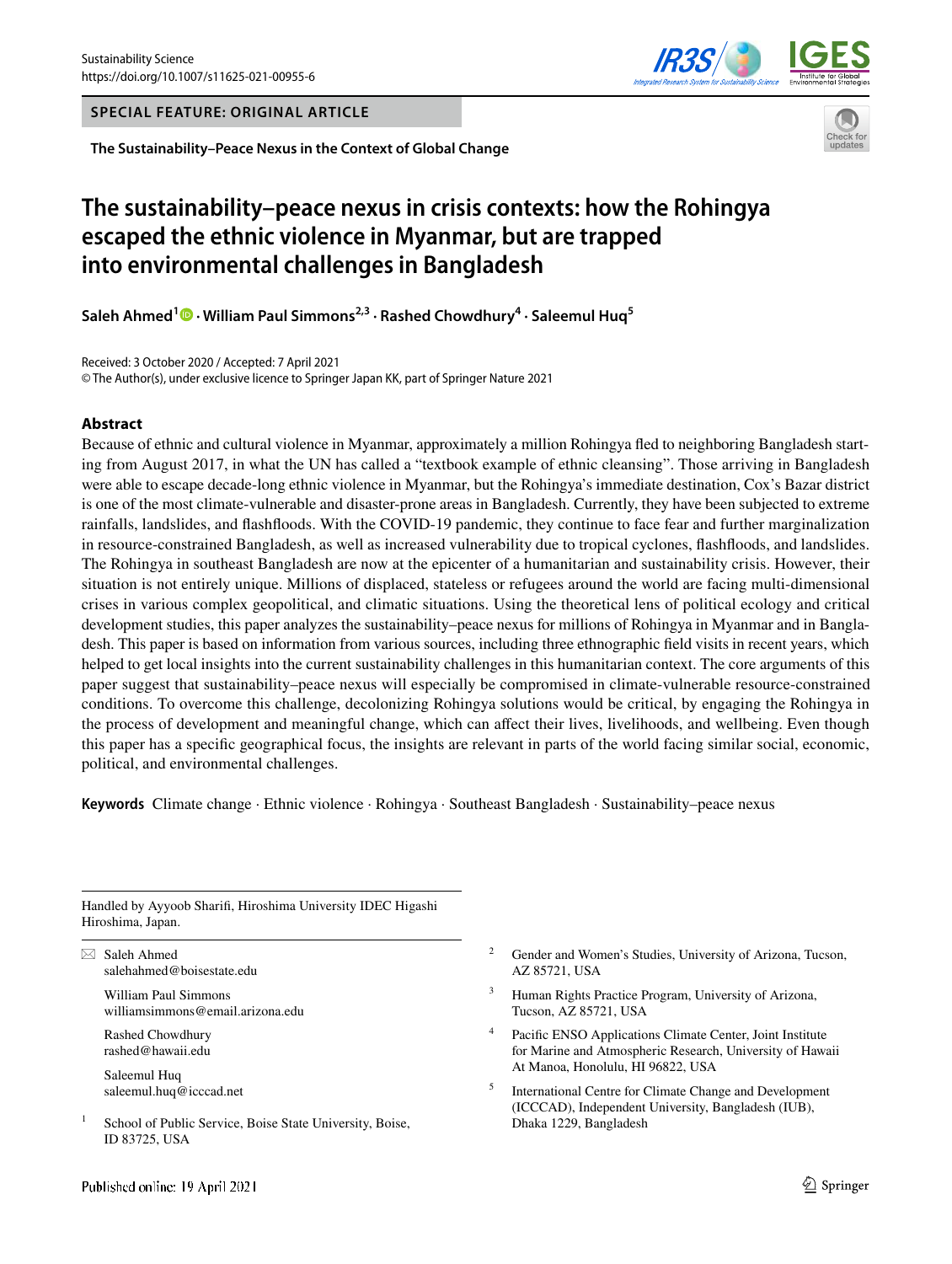SPECIAL FEATURE: ORIGINAL ARTICLE

The Sustainability–Peace Nexus in the Context of Global Change

# The sustainability–peace nexus in crisis contexts: how the Rohingya escaped the ethnic violence in Myanmar, but are trapped into environmental challenges in Bangladesh

**Saleh Ahmed**[1] · **William Paul Simmons**[2,3] · **Rashed Chowdhury**[4] · **Saleemul Huq**[5]

Received: 3 October 2020 / Accepted: 7 April 2021
© The Author(s), under exclusive licence to Springer Japan KK, part of Springer Nature 2021

## Abstract

Because of ethnic and cultural violence in Myanmar, approximately a million Rohingya fled to neighboring Bangladesh starting from August 2017, in what the UN has called a "textbook example of ethnic cleansing". Those arriving in Bangladesh were able to escape decade-long ethnic violence in Myanmar, but the Rohingya's immediate destination, Cox's Bazar district is one of the most climate-vulnerable and disaster-prone areas in Bangladesh. Currently, they have been subjected to extreme rainfalls, landslides, and flashfloods. With the COVID-19 pandemic, they continue to face fear and further marginalization in resource-constrained Bangladesh, as well as increased vulnerability due to tropical cyclones, flashfloods, and landslides. The Rohingya in southeast Bangladesh are now at the epicenter of a humanitarian and sustainability crisis. However, their situation is not entirely unique. Millions of displaced, stateless or refugees around the world are facing multi-dimensional crises in various complex geopolitical, and climatic situations. Using the theoretical lens of political ecology and critical development studies, this paper analyzes the sustainability–peace nexus for millions of Rohingya in Myanmar and in Bangladesh. This paper is based on information from various sources, including three ethnographic field visits in recent years, which helped to get local insights into the current sustainability challenges in this humanitarian context. The core arguments of this paper suggest that sustainability–peace nexus will especially be compromised in climate-vulnerable resource-constrained conditions. To overcome this challenge, decolonizing Rohingya solutions would be critical, by engaging the Rohingya in the process of development and meaningful change, which can affect their lives, livelihoods, and wellbeing. Even though this paper has a specific geographical focus, the insights are relevant in parts of the world facing similar social, economic, political, and environmental challenges.

**Keywords** Climate change · Ethnic violence · Rohingya · Southeast Bangladesh · Sustainability–peace nexus

---

Handled by Ayyoob Sharifi, Hiroshima University IDEC Higashi Hiroshima, Japan.

✉ Saleh Ahmed
salehahmed@boisestate.edu

William Paul Simmons
williamsimmons@email.arizona.edu

Rashed Chowdhury
rashed@hawaii.edu

Saleemul Huq
saleemul.huq@icccad.net

[1] School of Public Service, Boise State University, Boise, ID 83725, USA

[2] Gender and Women's Studies, University of Arizona, Tucson, AZ 85721, USA

[3] Human Rights Practice Program, University of Arizona, Tucson, AZ 85721, USA

[4] Pacific ENSO Applications Climate Center, Joint Institute for Marine and Atmospheric Research, University of Hawaii At Manoa, Honolulu, HI 96822, USA

[5] International Centre for Climate Change and Development (ICCCAD), Independent University, Bangladesh (IUB), Dhaka 1229, Bangladesh

Published online: 19 April 2021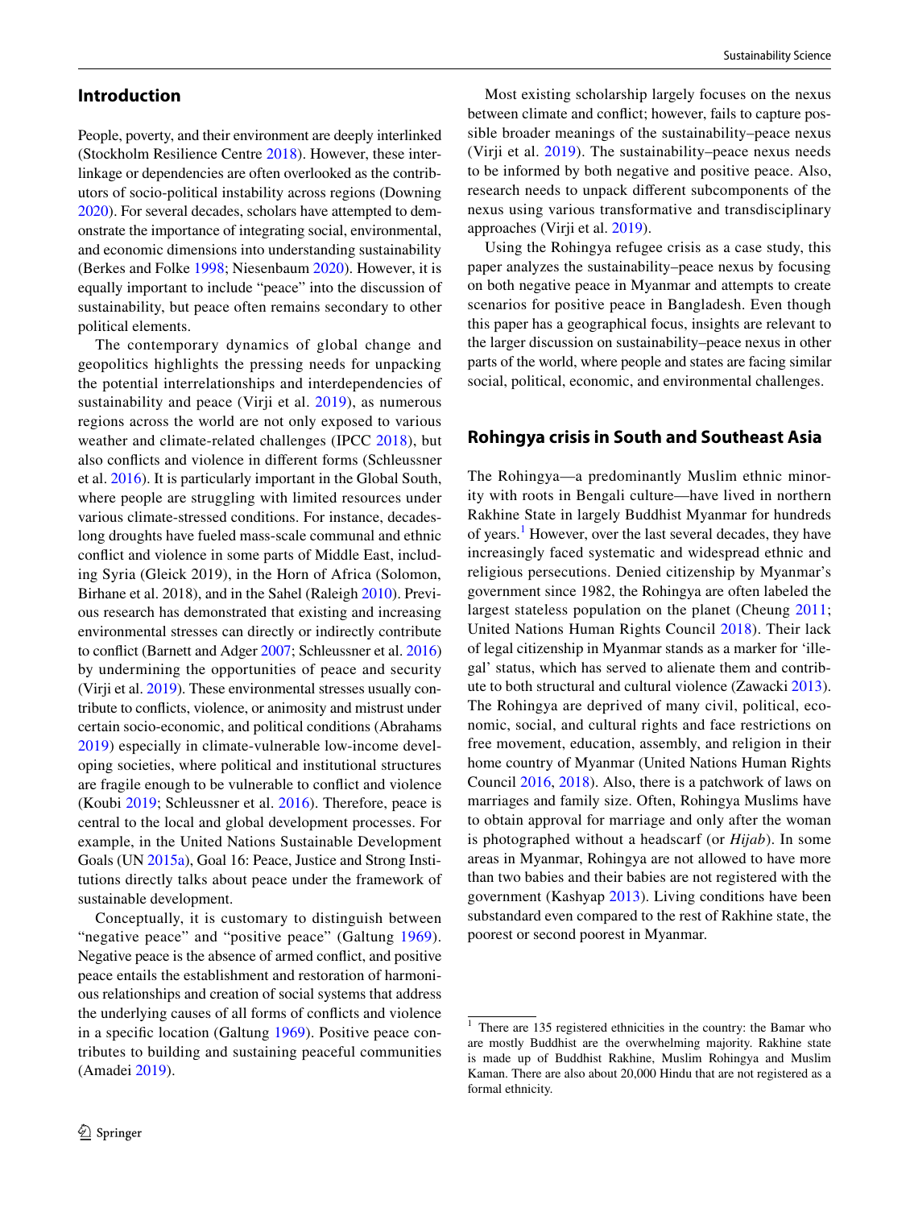## Introduction

People, poverty, and their environment are deeply interlinked (Stockholm Resilience Centre 2018). However, these interlinkage or dependencies are often overlooked as the contributors of socio-political instability across regions (Downing 2020). For several decades, scholars have attempted to demonstrate the importance of integrating social, environmental, and economic dimensions into understanding sustainability (Berkes and Folke 1998; Niesenbaum 2020). However, it is equally important to include "peace" into the discussion of sustainability, but peace often remains secondary to other political elements.

The contemporary dynamics of global change and geopolitics highlights the pressing needs for unpacking the potential interrelationships and interdependencies of sustainability and peace (Virji et al. 2019), as numerous regions across the world are not only exposed to various weather and climate-related challenges (IPCC 2018), but also conflicts and violence in different forms (Schleussner et al. 2016). It is particularly important in the Global South, where people are struggling with limited resources under various climate-stressed conditions. For instance, decades-long droughts have fueled mass-scale communal and ethnic conflict and violence in some parts of Middle East, including Syria (Gleick 2019), in the Horn of Africa (Solomon, Birhane et al. 2018), and in the Sahel (Raleigh 2010). Previous research has demonstrated that existing and increasing environmental stresses can directly or indirectly contribute to conflict (Barnett and Adger 2007; Schleussner et al. 2016) by undermining the opportunities of peace and security (Virji et al. 2019). These environmental stresses usually contribute to conflicts, violence, or animosity and mistrust under certain socio-economic, and political conditions (Abrahams 2019) especially in climate-vulnerable low-income developing societies, where political and institutional structures are fragile enough to be vulnerable to conflict and violence (Koubi 2019; Schleussner et al. 2016). Therefore, peace is central to the local and global development processes. For example, in the United Nations Sustainable Development Goals (UN 2015a), Goal 16: Peace, Justice and Strong Institutions directly talks about peace under the framework of sustainable development.

Conceptually, it is customary to distinguish between "negative peace" and "positive peace" (Galtung 1969). Negative peace is the absence of armed conflict, and positive peace entails the establishment and restoration of harmonious relationships and creation of social systems that address the underlying causes of all forms of conflicts and violence in a specific location (Galtung 1969). Positive peace contributes to building and sustaining peaceful communities (Amadei 2019).

Most existing scholarship largely focuses on the nexus between climate and conflict; however, fails to capture possible broader meanings of the sustainability–peace nexus (Virji et al. 2019). The sustainability–peace nexus needs to be informed by both negative and positive peace. Also, research needs to unpack different subcomponents of the nexus using various transformative and transdisciplinary approaches (Virji et al. 2019).

Using the Rohingya refugee crisis as a case study, this paper analyzes the sustainability–peace nexus by focusing on both negative peace in Myanmar and attempts to create scenarios for positive peace in Bangladesh. Even though this paper has a geographical focus, insights are relevant to the larger discussion on sustainability–peace nexus in other parts of the world, where people and states are facing similar social, political, economic, and environmental challenges.

## Rohingya crisis in South and Southeast Asia

The Rohingya—a predominantly Muslim ethnic minority with roots in Bengali culture—have lived in northern Rakhine State in largely Buddhist Myanmar for hundreds of years.[1] However, over the last several decades, they have increasingly faced systematic and widespread ethnic and religious persecutions. Denied citizenship by Myanmar's government since 1982, the Rohingya are often labeled the largest stateless population on the planet (Cheung 2011; United Nations Human Rights Council 2018). Their lack of legal citizenship in Myanmar stands as a marker for 'illegal' status, which has served to alienate them and contribute to both structural and cultural violence (Zawacki 2013). The Rohingya are deprived of many civil, political, economic, social, and cultural rights and face restrictions on free movement, education, assembly, and religion in their home country of Myanmar (United Nations Human Rights Council 2016, 2018). Also, there is a patchwork of laws on marriages and family size. Often, Rohingya Muslims have to obtain approval for marriage and only after the woman is photographed without a headscarf (or *Hijab*). In some areas in Myanmar, Rohingya are not allowed to have more than two babies and their babies are not registered with the government (Kashyap 2013). Living conditions have been substandard even compared to the rest of Rakhine state, the poorest or second poorest in Myanmar.

[1] There are 135 registered ethnicities in the country: the Bamar who are mostly Buddhist are the overwhelming majority. Rakhine state is made up of Buddhist Rakhine, Muslim Rohingya and Muslim Kaman. There are also about 20,000 Hindu that are not registered as a formal ethnicity.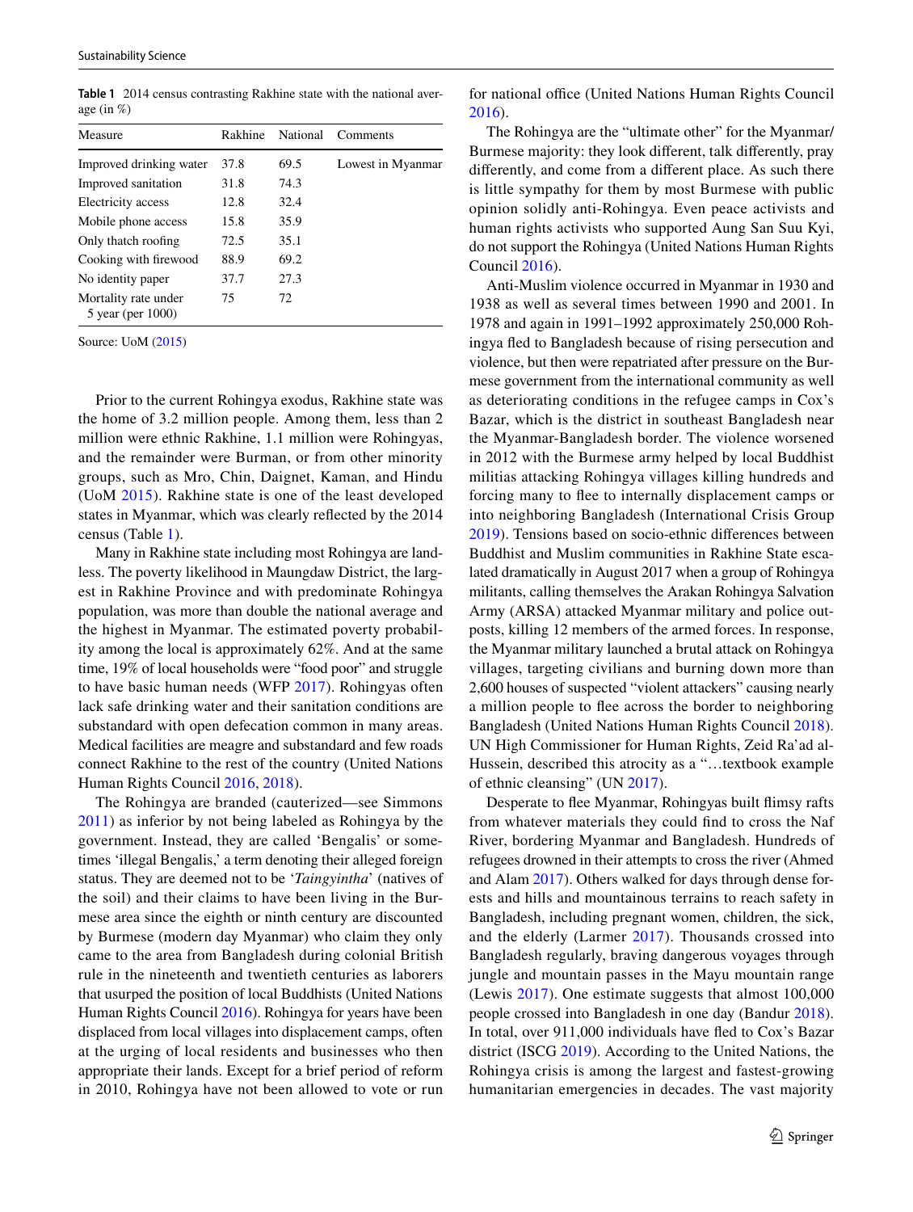**Table 1** 2014 census contrasting Rakhine state with the national average (in %)

| Measure | Rakhine | National | Comments |
|---|---|---|---|
| Improved drinking water | 37.8 | 69.5 | Lowest in Myanmar |
| Improved sanitation | 31.8 | 74.3 | |
| Electricity access | 12.8 | 32.4 | |
| Mobile phone access | 15.8 | 35.9 | |
| Only thatch roofing | 72.5 | 35.1 | |
| Cooking with firewood | 88.9 | 69.2 | |
| No identity paper | 37.7 | 27.3 | |
| Mortality rate under 5 year (per 1000) | 75 | 72 | |

Source: UoM (2015)

Prior to the current Rohingya exodus, Rakhine state was the home of 3.2 million people. Among them, less than 2 million were ethnic Rakhine, 1.1 million were Rohingyas, and the remainder were Burman, or from other minority groups, such as Mro, Chin, Daignet, Kaman, and Hindu (UoM 2015). Rakhine state is one of the least developed states in Myanmar, which was clearly reflected by the 2014 census (Table 1).

Many in Rakhine state including most Rohingya are landless. The poverty likelihood in Maungdaw District, the largest in Rakhine Province and with predominate Rohingya population, was more than double the national average and the highest in Myanmar. The estimated poverty probability among the local is approximately 62%. And at the same time, 19% of local households were "food poor" and struggle to have basic human needs (WFP 2017). Rohingyas often lack safe drinking water and their sanitation conditions are substandard with open defecation common in many areas. Medical facilities are meagre and substandard and few roads connect Rakhine to the rest of the country (United Nations Human Rights Council 2016, 2018).

The Rohingya are branded (cauterized—see Simmons 2011) as inferior by not being labeled as Rohingya by the government. Instead, they are called 'Bengalis' or sometimes 'illegal Bengalis,' a term denoting their alleged foreign status. They are deemed not to be '*Taingyintha*' (natives of the soil) and their claims to have been living in the Burmese area since the eighth or ninth century are discounted by Burmese (modern day Myanmar) who claim they only came to the area from Bangladesh during colonial British rule in the nineteenth and twentieth centuries as laborers that usurped the position of local Buddhists (United Nations Human Rights Council 2016). Rohingya for years have been displaced from local villages into displacement camps, often at the urging of local residents and businesses who then appropriate their lands. Except for a brief period of reform in 2010, Rohingya have not been allowed to vote or run for national office (United Nations Human Rights Council 2016).

The Rohingya are the "ultimate other" for the Myanmar/Burmese majority: they look different, talk differently, pray differently, and come from a different place. As such there is little sympathy for them by most Burmese with public opinion solidly anti-Rohingya. Even peace activists and human rights activists who supported Aung San Suu Kyi, do not support the Rohingya (United Nations Human Rights Council 2016).

Anti-Muslim violence occurred in Myanmar in 1930 and 1938 as well as several times between 1990 and 2001. In 1978 and again in 1991–1992 approximately 250,000 Rohingya fled to Bangladesh because of rising persecution and violence, but then were repatriated after pressure on the Burmese government from the international community as well as deteriorating conditions in the refugee camps in Cox's Bazar, which is the district in southeast Bangladesh near the Myanmar-Bangladesh border. The violence worsened in 2012 with the Burmese army helped by local Buddhist militias attacking Rohingya villages killing hundreds and forcing many to flee to internally displacement camps or into neighboring Bangladesh (International Crisis Group 2019). Tensions based on socio-ethnic differences between Buddhist and Muslim communities in Rakhine State escalated dramatically in August 2017 when a group of Rohingya militants, calling themselves the Arakan Rohingya Salvation Army (ARSA) attacked Myanmar military and police outposts, killing 12 members of the armed forces. In response, the Myanmar military launched a brutal attack on Rohingya villages, targeting civilians and burning down more than 2,600 houses of suspected "violent attackers" causing nearly a million people to flee across the border to neighboring Bangladesh (United Nations Human Rights Council 2018). UN High Commissioner for Human Rights, Zeid Ra'ad al-Hussein, described this atrocity as a "…textbook example of ethnic cleansing" (UN 2017).

Desperate to flee Myanmar, Rohingyas built flimsy rafts from whatever materials they could find to cross the Naf River, bordering Myanmar and Bangladesh. Hundreds of refugees drowned in their attempts to cross the river (Ahmed and Alam 2017). Others walked for days through dense forests and hills and mountainous terrains to reach safety in Bangladesh, including pregnant women, children, the sick, and the elderly (Larmer 2017). Thousands crossed into Bangladesh regularly, braving dangerous voyages through jungle and mountain passes in the Mayu mountain range (Lewis 2017). One estimate suggests that almost 100,000 people crossed into Bangladesh in one day (Bandur 2018). In total, over 911,000 individuals have fled to Cox's Bazar district (ISCG 2019). According to the United Nations, the Rohingya crisis is among the largest and fastest-growing humanitarian emergencies in decades. The vast majority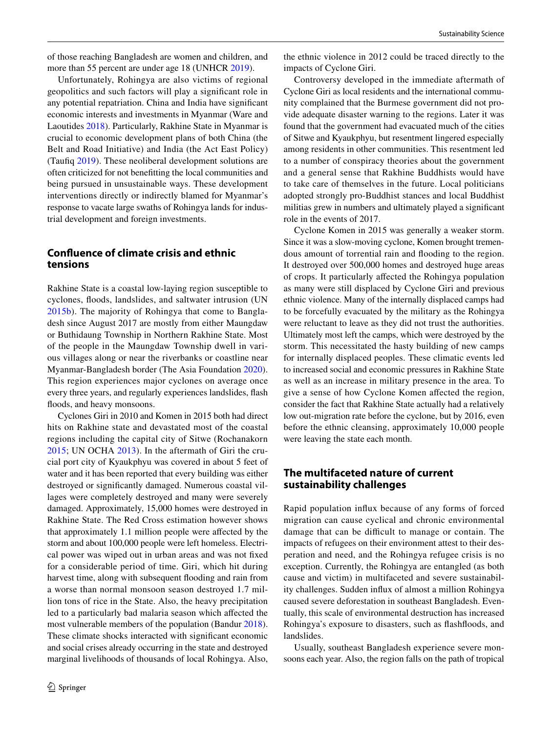of those reaching Bangladesh are women and children, and more than 55 percent are under age 18 (UNHCR 2019).

Unfortunately, Rohingya are also victims of regional geopolitics and such factors will play a significant role in any potential repatriation. China and India have significant economic interests and investments in Myanmar (Ware and Laoutides 2018). Particularly, Rakhine State in Myanmar is crucial to economic development plans of both China (the Belt and Road Initiative) and India (the Act East Policy) (Taufiq 2019). These neoliberal development solutions are often criticized for not benefitting the local communities and being pursued in unsustainable ways. These development interventions directly or indirectly blamed for Myanmar's response to vacate large swaths of Rohingya lands for industrial development and foreign investments.

## Confluence of climate crisis and ethnic tensions

Rakhine State is a coastal low-laying region susceptible to cyclones, floods, landslides, and saltwater intrusion (UN 2015b). The majority of Rohingya that come to Bangladesh since August 2017 are mostly from either Maungdaw or Buthidaung Township in Northern Rakhine State. Most of the people in the Maungdaw Township dwell in various villages along or near the riverbanks or coastline near Myanmar-Bangladesh border (The Asia Foundation 2020). This region experiences major cyclones on average once every three years, and regularly experiences landslides, flash floods, and heavy monsoons.

Cyclones Giri in 2010 and Komen in 2015 both had direct hits on Rakhine state and devastated most of the coastal regions including the capital city of Sitwe (Rochanakorn 2015; UN OCHA 2013). In the aftermath of Giri the crucial port city of Kyaukphyu was covered in about 5 feet of water and it has been reported that every building was either destroyed or significantly damaged. Numerous coastal villages were completely destroyed and many were severely damaged. Approximately, 15,000 homes were destroyed in Rakhine State. The Red Cross estimation however shows that approximately 1.1 million people were affected by the storm and about 100,000 people were left homeless. Electrical power was wiped out in urban areas and was not fixed for a considerable period of time. Giri, which hit during harvest time, along with subsequent flooding and rain from a worse than normal monsoon season destroyed 1.7 million tons of rice in the State. Also, the heavy precipitation led to a particularly bad malaria season which affected the most vulnerable members of the population (Bandur 2018). These climate shocks interacted with significant economic and social crises already occurring in the state and destroyed marginal livelihoods of thousands of local Rohingya. Also, the ethnic violence in 2012 could be traced directly to the impacts of Cyclone Giri.

Controversy developed in the immediate aftermath of Cyclone Giri as local residents and the international community complained that the Burmese government did not provide adequate disaster warning to the regions. Later it was found that the government had evacuated much of the cities of Sitwe and Kyaukphyu, but resentment lingered especially among residents in other communities. This resentment led to a number of conspiracy theories about the government and a general sense that Rakhine Buddhists would have to take care of themselves in the future. Local politicians adopted strongly pro-Buddhist stances and local Buddhist militias grew in numbers and ultimately played a significant role in the events of 2017.

Cyclone Komen in 2015 was generally a weaker storm. Since it was a slow-moving cyclone, Komen brought tremendous amount of torrential rain and flooding to the region. It destroyed over 500,000 homes and destroyed huge areas of crops. It particularly affected the Rohingya population as many were still displaced by Cyclone Giri and previous ethnic violence. Many of the internally displaced camps had to be forcefully evacuated by the military as the Rohingya were reluctant to leave as they did not trust the authorities. Ultimately most left the camps, which were destroyed by the storm. This necessitated the hasty building of new camps for internally displaced peoples. These climatic events led to increased social and economic pressures in Rakhine State as well as an increase in military presence in the area. To give a sense of how Cyclone Komen affected the region, consider the fact that Rakhine State actually had a relatively low out-migration rate before the cyclone, but by 2016, even before the ethnic cleansing, approximately 10,000 people were leaving the state each month.

## The multifaceted nature of current sustainability challenges

Rapid population influx because of any forms of forced migration can cause cyclical and chronic environmental damage that can be difficult to manage or contain. The impacts of refugees on their environment attest to their desperation and need, and the Rohingya refugee crisis is no exception. Currently, the Rohingya are entangled (as both cause and victim) in multifaceted and severe sustainability challenges. Sudden influx of almost a million Rohingya caused severe deforestation in southeast Bangladesh. Eventually, this scale of environmental destruction has increased Rohingya's exposure to disasters, such as flashfloods, and landslides.

Usually, southeast Bangladesh experience severe monsoons each year. Also, the region falls on the path of tropical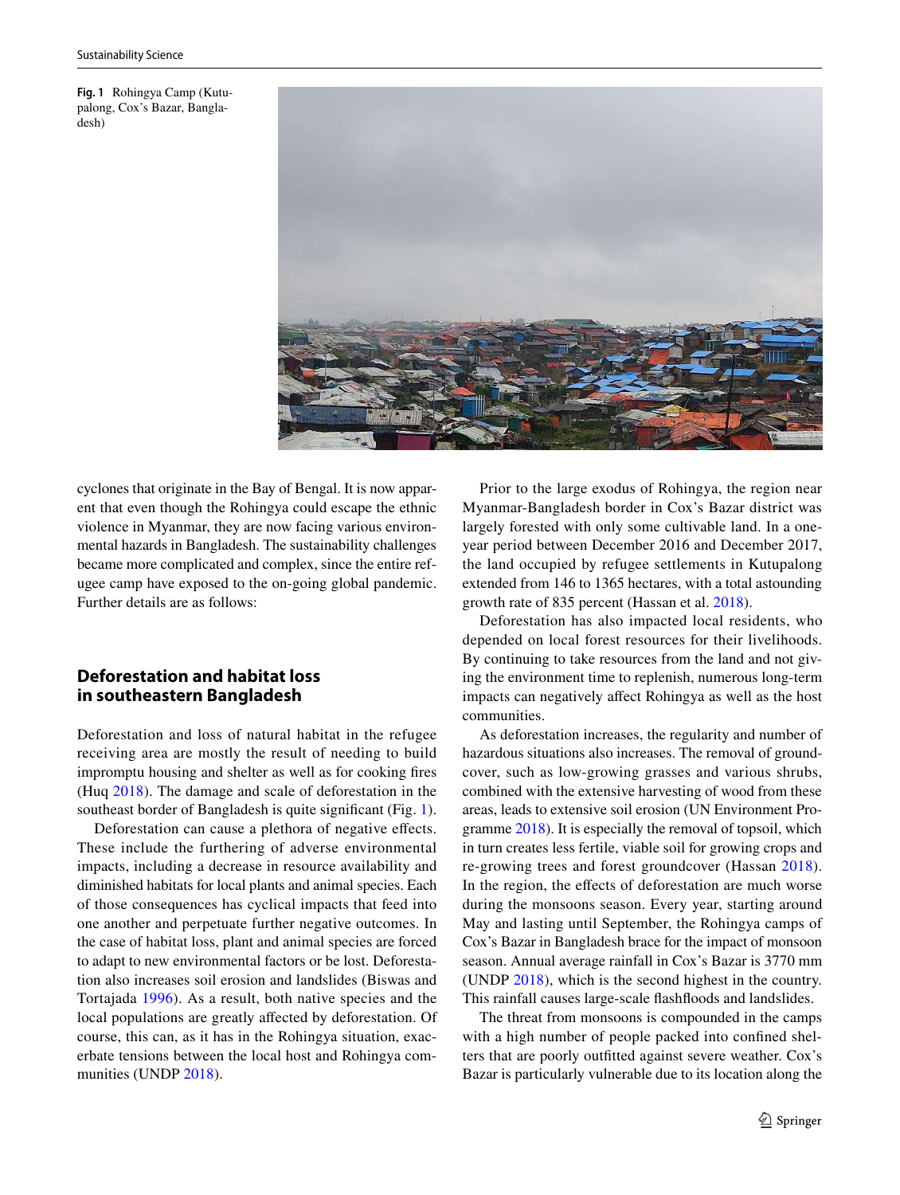Fig. 1 Rohingya Camp (Kutupalong, Cox's Bazar, Bangladesh)

cyclones that originate in the Bay of Bengal. It is now apparent that even though the Rohingya could escape the ethnic violence in Myanmar, they are now facing various environmental hazards in Bangladesh. The sustainability challenges became more complicated and complex, since the entire refugee camp have exposed to the on-going global pandemic. Further details are as follows:

## Deforestation and habitat loss in southeastern Bangladesh

Deforestation and loss of natural habitat in the refugee receiving area are mostly the result of needing to build impromptu housing and shelter as well as for cooking fires (Huq 2018). The damage and scale of deforestation in the southeast border of Bangladesh is quite significant (Fig. 1).

Deforestation can cause a plethora of negative effects. These include the furthering of adverse environmental impacts, including a decrease in resource availability and diminished habitats for local plants and animal species. Each of those consequences has cyclical impacts that feed into one another and perpetuate further negative outcomes. In the case of habitat loss, plant and animal species are forced to adapt to new environmental factors or be lost. Deforestation also increases soil erosion and landslides (Biswas and Tortajada 1996). As a result, both native species and the local populations are greatly affected by deforestation. Of course, this can, as it has in the Rohingya situation, exacerbate tensions between the local host and Rohingya communities (UNDP 2018).

Prior to the large exodus of Rohingya, the region near Myanmar-Bangladesh border in Cox's Bazar district was largely forested with only some cultivable land. In a one-year period between December 2016 and December 2017, the land occupied by refugee settlements in Kutupalong extended from 146 to 1365 hectares, with a total astounding growth rate of 835 percent (Hassan et al. 2018).

Deforestation has also impacted local residents, who depended on local forest resources for their livelihoods. By continuing to take resources from the land and not giving the environment time to replenish, numerous long-term impacts can negatively affect Rohingya as well as the host communities.

As deforestation increases, the regularity and number of hazardous situations also increases. The removal of groundcover, such as low-growing grasses and various shrubs, combined with the extensive harvesting of wood from these areas, leads to extensive soil erosion (UN Environment Programme 2018). It is especially the removal of topsoil, which in turn creates less fertile, viable soil for growing crops and re-growing trees and forest groundcover (Hassan 2018). In the region, the effects of deforestation are much worse during the monsoons season. Every year, starting around May and lasting until September, the Rohingya camps of Cox's Bazar in Bangladesh brace for the impact of monsoon season. Annual average rainfall in Cox's Bazar is 3770 mm (UNDP 2018), which is the second highest in the country. This rainfall causes large-scale flashfloods and landslides.

The threat from monsoons is compounded in the camps with a high number of people packed into confined shelters that are poorly outfitted against severe weather. Cox's Bazar is particularly vulnerable due to its location along the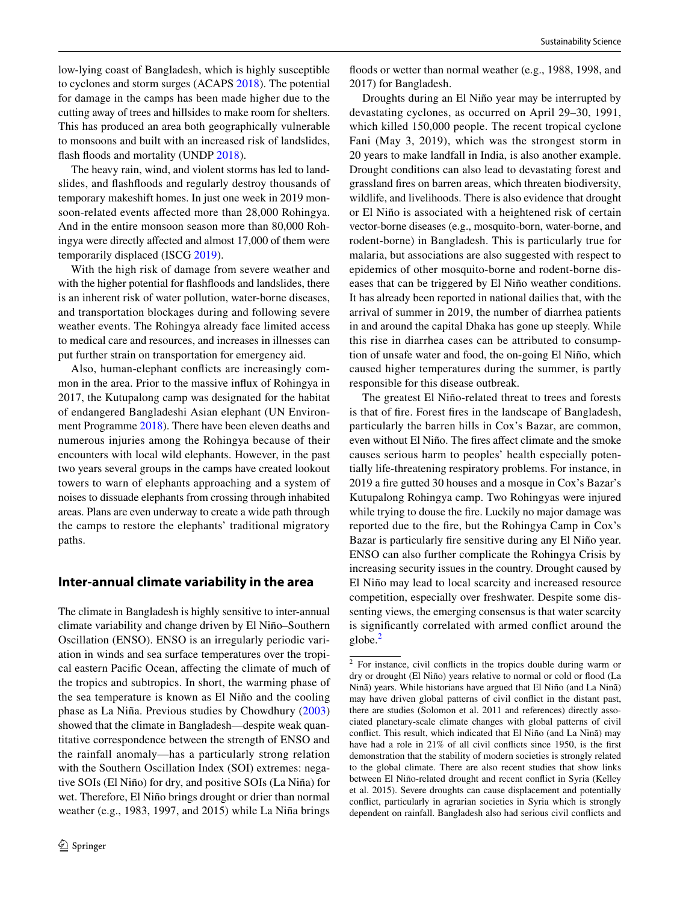low-lying coast of Bangladesh, which is highly susceptible to cyclones and storm surges (ACAPS 2018). The potential for damage in the camps has been made higher due to the cutting away of trees and hillsides to make room for shelters. This has produced an area both geographically vulnerable to monsoons and built with an increased risk of landslides, flash floods and mortality (UNDP 2018).

The heavy rain, wind, and violent storms has led to landslides, and flashfloods and regularly destroy thousands of temporary makeshift homes. In just one week in 2019 monsoon-related events affected more than 28,000 Rohingya. And in the entire monsoon season more than 80,000 Rohingya were directly affected and almost 17,000 of them were temporarily displaced (ISCG 2019).

With the high risk of damage from severe weather and with the higher potential for flashfloods and landslides, there is an inherent risk of water pollution, water-borne diseases, and transportation blockages during and following severe weather events. The Rohingya already face limited access to medical care and resources, and increases in illnesses can put further strain on transportation for emergency aid.

Also, human-elephant conflicts are increasingly common in the area. Prior to the massive influx of Rohingya in 2017, the Kutupalong camp was designated for the habitat of endangered Bangladeshi Asian elephant (UN Environment Programme 2018). There have been eleven deaths and numerous injuries among the Rohingya because of their encounters with local wild elephants. However, in the past two years several groups in the camps have created lookout towers to warn of elephants approaching and a system of noises to dissuade elephants from crossing through inhabited areas. Plans are even underway to create a wide path through the camps to restore the elephants' traditional migratory paths.

## Inter-annual climate variability in the area

The climate in Bangladesh is highly sensitive to inter-annual climate variability and change driven by El Niño–Southern Oscillation (ENSO). ENSO is an irregularly periodic variation in winds and sea surface temperatures over the tropical eastern Pacific Ocean, affecting the climate of much of the tropics and subtropics. In short, the warming phase of the sea temperature is known as El Niño and the cooling phase as La Niña. Previous studies by Chowdhury (2003) showed that the climate in Bangladesh—despite weak quantitative correspondence between the strength of ENSO and the rainfall anomaly—has a particularly strong relation with the Southern Oscillation Index (SOI) extremes: negative SOIs (El Niño) for dry, and positive SOIs (La Niña) for wet. Therefore, El Niño brings drought or drier than normal weather (e.g., 1983, 1997, and 2015) while La Niña brings floods or wetter than normal weather (e.g., 1988, 1998, and 2017) for Bangladesh.

Droughts during an El Niño year may be interrupted by devastating cyclones, as occurred on April 29–30, 1991, which killed 150,000 people. The recent tropical cyclone Fani (May 3, 2019), which was the strongest storm in 20 years to make landfall in India, is also another example. Drought conditions can also lead to devastating forest and grassland fires on barren areas, which threaten biodiversity, wildlife, and livelihoods. There is also evidence that drought or El Niño is associated with a heightened risk of certain vector-borne diseases (e.g., mosquito-born, water-borne, and rodent-borne) in Bangladesh. This is particularly true for malaria, but associations are also suggested with respect to epidemics of other mosquito-borne and rodent-borne diseases that can be triggered by El Niño weather conditions. It has already been reported in national dailies that, with the arrival of summer in 2019, the number of diarrhea patients in and around the capital Dhaka has gone up steeply. While this rise in diarrhea cases can be attributed to consumption of unsafe water and food, the on-going El Niño, which caused higher temperatures during the summer, is partly responsible for this disease outbreak.

The greatest El Niño-related threat to trees and forests is that of fire. Forest fires in the landscape of Bangladesh, particularly the barren hills in Cox's Bazar, are common, even without El Niño. The fires affect climate and the smoke causes serious harm to peoples' health especially potentially life-threatening respiratory problems. For instance, in 2019 a fire gutted 30 houses and a mosque in Cox's Bazar's Kutupalong Rohingya camp. Two Rohingyas were injured while trying to douse the fire. Luckily no major damage was reported due to the fire, but the Rohingya Camp in Cox's Bazar is particularly fire sensitive during any El Niño year. ENSO can also further complicate the Rohingya Crisis by increasing security issues in the country. Drought caused by El Niño may lead to local scarcity and increased resource competition, especially over freshwater. Despite some dissenting views, the emerging consensus is that water scarcity is significantly correlated with armed conflict around the globe.[2]

[2] For instance, civil conflicts in the tropics double during warm or dry or drought (El Niño) years relative to normal or cold or flood (La Ninã) years. While historians have argued that El Niño (and La Ninã) may have driven global patterns of civil conflict in the distant past, there are studies (Solomon et al. 2011 and references) directly associated planetary-scale climate changes with global patterns of civil conflict. This result, which indicated that El Niño (and La Ninã) may have had a role in 21% of all civil conflicts since 1950, is the first demonstration that the stability of modern societies is strongly related to the global climate. There are also recent studies that show links between El Niño-related drought and recent conflict in Syria (Kelley et al. 2015). Severe droughts can cause displacement and potentially conflict, particularly in agrarian societies in Syria which is strongly dependent on rainfall. Bangladesh also had serious civil conflicts and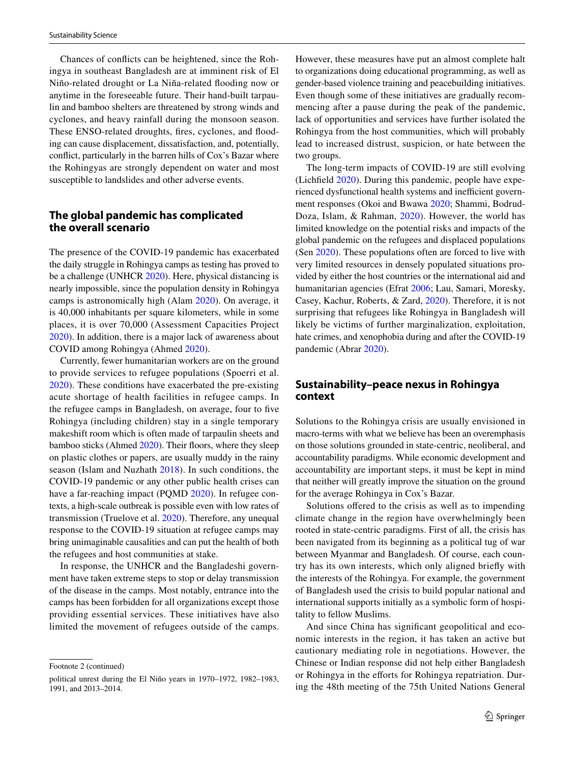Chances of conflicts can be heightened, since the Rohingya in southeast Bangladesh are at imminent risk of El Niño-related drought or La Niña-related flooding now or anytime in the foreseeable future. Their hand-built tarpaulin and bamboo shelters are threatened by strong winds and cyclones, and heavy rainfall during the monsoon season. These ENSO-related droughts, fires, cyclones, and flooding can cause displacement, dissatisfaction, and, potentially, conflict, particularly in the barren hills of Cox's Bazar where the Rohingyas are strongly dependent on water and most susceptible to landslides and other adverse events.

## The global pandemic has complicated the overall scenario

The presence of the COVID-19 pandemic has exacerbated the daily struggle in Rohingya camps as testing has proved to be a challenge (UNHCR 2020). Here, physical distancing is nearly impossible, since the population density in Rohingya camps is astronomically high (Alam 2020). On average, it is 40,000 inhabitants per square kilometers, while in some places, it is over 70,000 (Assessment Capacities Project 2020). In addition, there is a major lack of awareness about COVID among Rohingya (Ahmed 2020).

Currently, fewer humanitarian workers are on the ground to provide services to refugee populations (Spoerri et al. 2020). These conditions have exacerbated the pre-existing acute shortage of health facilities in refugee camps. In the refugee camps in Bangladesh, on average, four to five Rohingya (including children) stay in a single temporary makeshift room which is often made of tarpaulin sheets and bamboo sticks (Ahmed 2020). Their floors, where they sleep on plastic clothes or papers, are usually muddy in the rainy season (Islam and Nuzhath 2018). In such conditions, the COVID-19 pandemic or any other public health crises can have a far-reaching impact (PQMD 2020). In refugee contexts, a high-scale outbreak is possible even with low rates of transmission (Truelove et al. 2020). Therefore, any unequal response to the COVID-19 situation at refugee camps may bring unimaginable causalities and can put the health of both the refugees and host communities at stake.

In response, the UNHCR and the Bangladeshi government have taken extreme steps to stop or delay transmission of the disease in the camps. Most notably, entrance into the camps has been forbidden for all organizations except those providing essential services. These initiatives have also limited the movement of refugees outside of the camps. However, these measures have put an almost complete halt to organizations doing educational programming, as well as gender-based violence training and peacebuilding initiatives. Even though some of these initiatives are gradually recommencing after a pause during the peak of the pandemic, lack of opportunities and services have further isolated the Rohingya from the host communities, which will probably lead to increased distrust, suspicion, or hate between the two groups.

The long-term impacts of COVID-19 are still evolving (Lichfield 2020). During this pandemic, people have experienced dysfunctional health systems and inefficient government responses (Okoi and Bwawa 2020; Shammi, Bodrud-Doza, Islam, & Rahman, 2020). However, the world has limited knowledge on the potential risks and impacts of the global pandemic on the refugees and displaced populations (Sen 2020). These populations often are forced to live with very limited resources in densely populated situations provided by either the host countries or the international aid and humanitarian agencies (Efrat 2006; Lau, Samari, Moresky, Casey, Kachur, Roberts, & Zard, 2020). Therefore, it is not surprising that refugees like Rohingya in Bangladesh will likely be victims of further marginalization, exploitation, hate crimes, and xenophobia during and after the COVID-19 pandemic (Abrar 2020).

## Sustainability–peace nexus in Rohingya context

Solutions to the Rohingya crisis are usually envisioned in macro-terms with what we believe has been an overemphasis on those solutions grounded in state-centric, neoliberal, and accountability paradigms. While economic development and accountability are important steps, it must be kept in mind that neither will greatly improve the situation on the ground for the average Rohingya in Cox's Bazar.

Solutions offered to the crisis as well as to impending climate change in the region have overwhelmingly been rooted in state-centric paradigms. First of all, the crisis has been navigated from its beginning as a political tug of war between Myanmar and Bangladesh. Of course, each country has its own interests, which only aligned briefly with the interests of the Rohingya. For example, the government of Bangladesh used the crisis to build popular national and international supports initially as a symbolic form of hospitality to fellow Muslims.

And since China has significant geopolitical and economic interests in the region, it has taken an active but cautionary mediating role in negotiations. However, the Chinese or Indian response did not help either Bangladesh or Rohingya in the efforts for Rohingya repatriation. During the 48th meeting of the 75th United Nations General

---

Footnote 2 (continued)

political unrest during the El Niño years in 1970–1972, 1982–1983, 1991, and 2013–2014.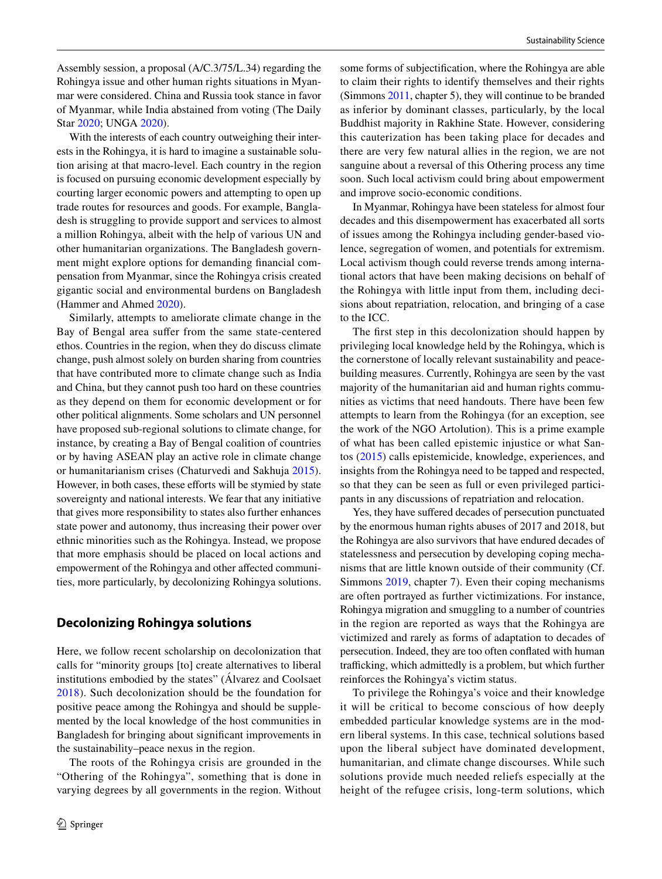Assembly session, a proposal (A/C.3/75/L.34) regarding the Rohingya issue and other human rights situations in Myanmar were considered. China and Russia took stance in favor of Myanmar, while India abstained from voting (The Daily Star 2020; UNGA 2020).

With the interests of each country outweighing their interests in the Rohingya, it is hard to imagine a sustainable solution arising at that macro-level. Each country in the region is focused on pursuing economic development especially by courting larger economic powers and attempting to open up trade routes for resources and goods. For example, Bangladesh is struggling to provide support and services to almost a million Rohingya, albeit with the help of various UN and other humanitarian organizations. The Bangladesh government might explore options for demanding financial compensation from Myanmar, since the Rohingya crisis created gigantic social and environmental burdens on Bangladesh (Hammer and Ahmed 2020).

Similarly, attempts to ameliorate climate change in the Bay of Bengal area suffer from the same state-centered ethos. Countries in the region, when they do discuss climate change, push almost solely on burden sharing from countries that have contributed more to climate change such as India and China, but they cannot push too hard on these countries as they depend on them for economic development or for other political alignments. Some scholars and UN personnel have proposed sub-regional solutions to climate change, for instance, by creating a Bay of Bengal coalition of countries or by having ASEAN play an active role in climate change or humanitarianism crises (Chaturvedi and Sakhuja 2015). However, in both cases, these efforts will be stymied by state sovereignty and national interests. We fear that any initiative that gives more responsibility to states also further enhances state power and autonomy, thus increasing their power over ethnic minorities such as the Rohingya. Instead, we propose that more emphasis should be placed on local actions and empowerment of the Rohingya and other affected communities, more particularly, by decolonizing Rohingya solutions.

## Decolonizing Rohingya solutions

Here, we follow recent scholarship on decolonization that calls for "minority groups [to] create alternatives to liberal institutions embodied by the states" (Álvarez and Coolsaet 2018). Such decolonization should be the foundation for positive peace among the Rohingya and should be supplemented by the local knowledge of the host communities in Bangladesh for bringing about significant improvements in the sustainability–peace nexus in the region.

The roots of the Rohingya crisis are grounded in the "Othering of the Rohingya", something that is done in varying degrees by all governments in the region. Without some forms of subjectification, where the Rohingya are able to claim their rights to identify themselves and their rights (Simmons 2011, chapter 5), they will continue to be branded as inferior by dominant classes, particularly, by the local Buddhist majority in Rakhine State. However, considering this cauterization has been taking place for decades and there are very few natural allies in the region, we are not sanguine about a reversal of this Othering process any time soon. Such local activism could bring about empowerment and improve socio-economic conditions.

In Myanmar, Rohingya have been stateless for almost four decades and this disempowerment has exacerbated all sorts of issues among the Rohingya including gender-based violence, segregation of women, and potentials for extremism. Local activism though could reverse trends among international actors that have been making decisions on behalf of the Rohingya with little input from them, including decisions about repatriation, relocation, and bringing of a case to the ICC.

The first step in this decolonization should happen by privileging local knowledge held by the Rohingya, which is the cornerstone of locally relevant sustainability and peacebuilding measures. Currently, Rohingya are seen by the vast majority of the humanitarian aid and human rights communities as victims that need handouts. There have been few attempts to learn from the Rohingya (for an exception, see the work of the NGO Artolution). This is a prime example of what has been called epistemic injustice or what Santos (2015) calls epistemicide, knowledge, experiences, and insights from the Rohingya need to be tapped and respected, so that they can be seen as full or even privileged participants in any discussions of repatriation and relocation.

Yes, they have suffered decades of persecution punctuated by the enormous human rights abuses of 2017 and 2018, but the Rohingya are also survivors that have endured decades of statelessness and persecution by developing coping mechanisms that are little known outside of their community (Cf. Simmons 2019, chapter 7). Even their coping mechanisms are often portrayed as further victimizations. For instance, Rohingya migration and smuggling to a number of countries in the region are reported as ways that the Rohingya are victimized and rarely as forms of adaptation to decades of persecution. Indeed, they are too often conflated with human trafficking, which admittedly is a problem, but which further reinforces the Rohingya's victim status.

To privilege the Rohingya's voice and their knowledge it will be critical to become conscious of how deeply embedded particular knowledge systems are in the modern liberal systems. In this case, technical solutions based upon the liberal subject have dominated development, humanitarian, and climate change discourses. While such solutions provide much needed reliefs especially at the height of the refugee crisis, long-term solutions, which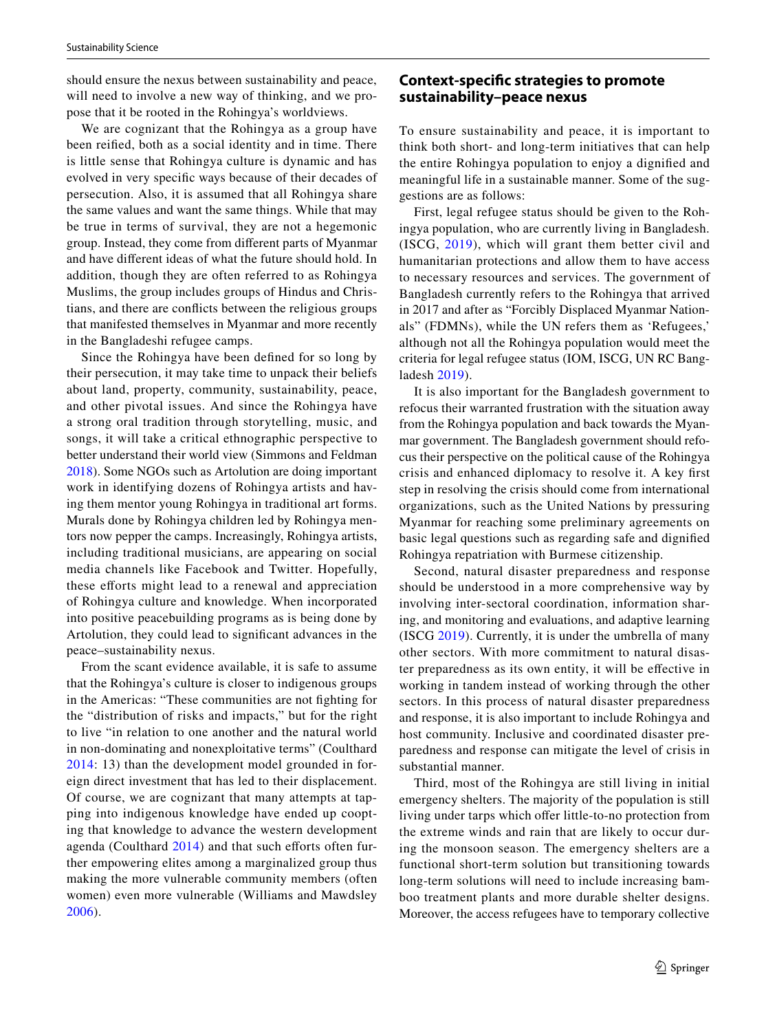should ensure the nexus between sustainability and peace, will need to involve a new way of thinking, and we propose that it be rooted in the Rohingya's worldviews.

We are cognizant that the Rohingya as a group have been reified, both as a social identity and in time. There is little sense that Rohingya culture is dynamic and has evolved in very specific ways because of their decades of persecution. Also, it is assumed that all Rohingya share the same values and want the same things. While that may be true in terms of survival, they are not a hegemonic group. Instead, they come from different parts of Myanmar and have different ideas of what the future should hold. In addition, though they are often referred to as Rohingya Muslims, the group includes groups of Hindus and Christians, and there are conflicts between the religious groups that manifested themselves in Myanmar and more recently in the Bangladeshi refugee camps.

Since the Rohingya have been defined for so long by their persecution, it may take time to unpack their beliefs about land, property, community, sustainability, peace, and other pivotal issues. And since the Rohingya have a strong oral tradition through storytelling, music, and songs, it will take a critical ethnographic perspective to better understand their world view (Simmons and Feldman 2018). Some NGOs such as Artolution are doing important work in identifying dozens of Rohingya artists and having them mentor young Rohingya in traditional art forms. Murals done by Rohingya children led by Rohingya mentors now pepper the camps. Increasingly, Rohingya artists, including traditional musicians, are appearing on social media channels like Facebook and Twitter. Hopefully, these efforts might lead to a renewal and appreciation of Rohingya culture and knowledge. When incorporated into positive peacebuilding programs as is being done by Artolution, they could lead to significant advances in the peace–sustainability nexus.

From the scant evidence available, it is safe to assume that the Rohingya's culture is closer to indigenous groups in the Americas: "These communities are not fighting for the "distribution of risks and impacts," but for the right to live "in relation to one another and the natural world in non-dominating and nonexploitative terms" (Coulthard 2014: 13) than the development model grounded in foreign direct investment that has led to their displacement. Of course, we are cognizant that many attempts at tapping into indigenous knowledge have ended up coopting that knowledge to advance the western development agenda (Coulthard 2014) and that such efforts often further empowering elites among a marginalized group thus making the more vulnerable community members (often women) even more vulnerable (Williams and Mawdsley 2006).

## Context-specific strategies to promote sustainability–peace nexus

To ensure sustainability and peace, it is important to think both short- and long-term initiatives that can help the entire Rohingya population to enjoy a dignified and meaningful life in a sustainable manner. Some of the suggestions are as follows:

First, legal refugee status should be given to the Rohingya population, who are currently living in Bangladesh. (ISCG, 2019), which will grant them better civil and humanitarian protections and allow them to have access to necessary resources and services. The government of Bangladesh currently refers to the Rohingya that arrived in 2017 and after as "Forcibly Displaced Myanmar Nationals" (FDMNs), while the UN refers them as 'Refugees,' although not all the Rohingya population would meet the criteria for legal refugee status (IOM, ISCG, UN RC Bangladesh 2019).

It is also important for the Bangladesh government to refocus their warranted frustration with the situation away from the Rohingya population and back towards the Myanmar government. The Bangladesh government should refocus their perspective on the political cause of the Rohingya crisis and enhanced diplomacy to resolve it. A key first step in resolving the crisis should come from international organizations, such as the United Nations by pressuring Myanmar for reaching some preliminary agreements on basic legal questions such as regarding safe and dignified Rohingya repatriation with Burmese citizenship.

Second, natural disaster preparedness and response should be understood in a more comprehensive way by involving inter-sectoral coordination, information sharing, and monitoring and evaluations, and adaptive learning (ISCG 2019). Currently, it is under the umbrella of many other sectors. With more commitment to natural disaster preparedness as its own entity, it will be effective in working in tandem instead of working through the other sectors. In this process of natural disaster preparedness and response, it is also important to include Rohingya and host community. Inclusive and coordinated disaster preparedness and response can mitigate the level of crisis in substantial manner.

Third, most of the Rohingya are still living in initial emergency shelters. The majority of the population is still living under tarps which offer little-to-no protection from the extreme winds and rain that are likely to occur during the monsoon season. The emergency shelters are a functional short-term solution but transitioning towards long-term solutions will need to include increasing bamboo treatment plants and more durable shelter designs. Moreover, the access refugees have to temporary collective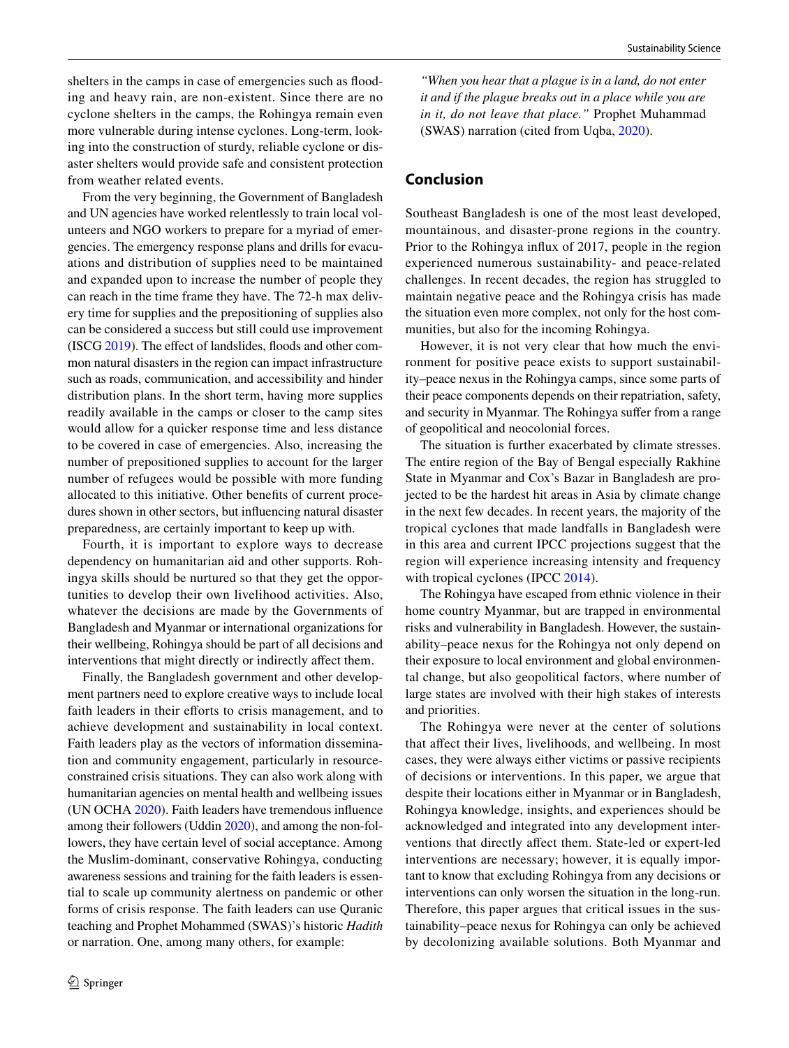shelters in the camps in case of emergencies such as flooding and heavy rain, are non-existent. Since there are no cyclone shelters in the camps, the Rohingya remain even more vulnerable during intense cyclones. Long-term, looking into the construction of sturdy, reliable cyclone or disaster shelters would provide safe and consistent protection from weather related events.

From the very beginning, the Government of Bangladesh and UN agencies have worked relentlessly to train local volunteers and NGO workers to prepare for a myriad of emergencies. The emergency response plans and drills for evacuations and distribution of supplies need to be maintained and expanded upon to increase the number of people they can reach in the time frame they have. The 72-h max delivery time for supplies and the prepositioning of supplies also can be considered a success but still could use improvement (ISCG 2019). The effect of landslides, floods and other common natural disasters in the region can impact infrastructure such as roads, communication, and accessibility and hinder distribution plans. In the short term, having more supplies readily available in the camps or closer to the camp sites would allow for a quicker response time and less distance to be covered in case of emergencies. Also, increasing the number of prepositioned supplies to account for the larger number of refugees would be possible with more funding allocated to this initiative. Other benefits of current procedures shown in other sectors, but influencing natural disaster preparedness, are certainly important to keep up with.

Fourth, it is important to explore ways to decrease dependency on humanitarian aid and other supports. Rohingya skills should be nurtured so that they get the opportunities to develop their own livelihood activities. Also, whatever the decisions are made by the Governments of Bangladesh and Myanmar or international organizations for their wellbeing, Rohingya should be part of all decisions and interventions that might directly or indirectly affect them.

Finally, the Bangladesh government and other development partners need to explore creative ways to include local faith leaders in their efforts to crisis management, and to achieve development and sustainability in local context. Faith leaders play as the vectors of information dissemination and community engagement, particularly in resource-constrained crisis situations. They can also work along with humanitarian agencies on mental health and wellbeing issues (UN OCHA 2020). Faith leaders have tremendous influence among their followers (Uddin 2020), and among the non-followers, they have certain level of social acceptance. Among the Muslim-dominant, conservative Rohingya, conducting awareness sessions and training for the faith leaders is essential to scale up community alertness on pandemic or other forms of crisis response. The faith leaders can use Quranic teaching and Prophet Mohammed (SWAS)'s historic *Hadith* or narration. One, among many others, for example:

> *"When you hear that a plague is in a land, do not enter it and if the plague breaks out in a place while you are in it, do not leave that place."* Prophet Muhammad (SWAS) narration (cited from Uqba, 2020).

## Conclusion

Southeast Bangladesh is one of the most least developed, mountainous, and disaster-prone regions in the country. Prior to the Rohingya influx of 2017, people in the region experienced numerous sustainability- and peace-related challenges. In recent decades, the region has struggled to maintain negative peace and the Rohingya crisis has made the situation even more complex, not only for the host communities, but also for the incoming Rohingya.

However, it is not very clear that how much the environment for positive peace exists to support sustainability–peace nexus in the Rohingya camps, since some parts of their peace components depends on their repatriation, safety, and security in Myanmar. The Rohingya suffer from a range of geopolitical and neocolonial forces.

The situation is further exacerbated by climate stresses. The entire region of the Bay of Bengal especially Rakhine State in Myanmar and Cox's Bazar in Bangladesh are projected to be the hardest hit areas in Asia by climate change in the next few decades. In recent years, the majority of the tropical cyclones that made landfalls in Bangladesh were in this area and current IPCC projections suggest that the region will experience increasing intensity and frequency with tropical cyclones (IPCC 2014).

The Rohingya have escaped from ethnic violence in their home country Myanmar, but are trapped in environmental risks and vulnerability in Bangladesh. However, the sustainability–peace nexus for the Rohingya not only depend on their exposure to local environment and global environmental change, but also geopolitical factors, where number of large states are involved with their high stakes of interests and priorities.

The Rohingya were never at the center of solutions that affect their lives, livelihoods, and wellbeing. In most cases, they were always either victims or passive recipients of decisions or interventions. In this paper, we argue that despite their locations either in Myanmar or in Bangladesh, Rohingya knowledge, insights, and experiences should be acknowledged and integrated into any development interventions that directly affect them. State-led or expert-led interventions are necessary; however, it is equally important to know that excluding Rohingya from any decisions or interventions can only worsen the situation in the long-run. Therefore, this paper argues that critical issues in the sustainability–peace nexus for Rohingya can only be achieved by decolonizing available solutions. Both Myanmar and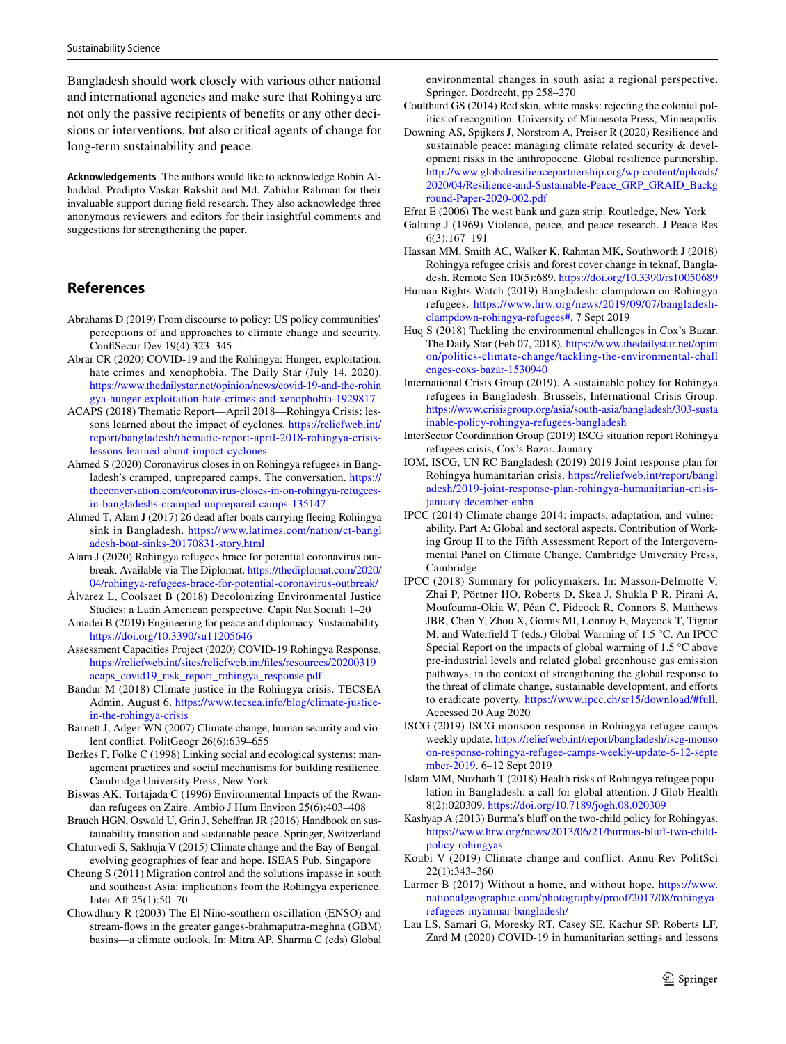Bangladesh should work closely with various other national and international agencies and make sure that Rohingya are not only the passive recipients of benefits or any other decisions or interventions, but also critical agents of change for long-term sustainability and peace.

**Acknowledgements** The authors would like to acknowledge Robin Al-haddad, Pradipto Vaskar Rakshit and Md. Zahidur Rahman for their invaluable support during field research. They also acknowledge three anonymous reviewers and editors for their insightful comments and suggestions for strengthening the paper.

## References

Abrahams D (2019) From discourse to policy: US policy communities' perceptions of and approaches to climate change and security. ConflSecur Dev 19(4):323–345

Abrar CR (2020) COVID-19 and the Rohingya: Hunger, exploitation, hate crimes and xenophobia. The Daily Star (July 14, 2020). https://www.thedailystar.net/opinion/news/covid-19-and-the-rohingya-hunger-exploitation-hate-crimes-and-xenophobia-1929817

ACAPS (2018) Thematic Report—April 2018—Rohingya Crisis: lessons learned about the impact of cyclones. https://reliefweb.int/report/bangladesh/thematic-report-april-2018-rohingya-crisis-lessons-learned-about-impact-cyclones

Ahmed S (2020) Coronavirus closes in on Rohingya refugees in Bangladesh's cramped, unprepared camps. The conversation. https://theconversation.com/coronavirus-closes-in-on-rohingya-refugees-in-bangladeshs-cramped-unprepared-camps-135147

Ahmed T, Alam J (2017) 26 dead after boats carrying fleeing Rohingya sink in Bangladesh. https://www.latimes.com/nation/ct-bangladesh-boat-sinks-20170831-story.html

Alam J (2020) Rohingya refugees brace for potential coronavirus outbreak. Available via The Diplomat. https://thediplomat.com/2020/04/rohingya-refugees-brace-for-potential-coronavirus-outbreak/

Álvarez L, Coolsaet B (2018) Decolonizing Environmental Justice Studies: a Latin American perspective. Capit Nat Sociali 1–20

Amadei B (2019) Engineering for peace and diplomacy. Sustainability. https://doi.org/10.3390/su11205646

Assessment Capacities Project (2020) COVID-19 Rohingya Response. https://reliefweb.int/sites/reliefweb.int/files/resources/20200319_acaps_covid19_risk_report_rohingya_response.pdf

Bandur M (2018) Climate justice in the Rohingya crisis. TECSEA Admin. August 6. https://www.tecsea.info/blog/climate-justice-in-the-rohingya-crisis

Barnett J, Adger WN (2007) Climate change, human security and violent conflict. PolitGeogr 26(6):639–655

Berkes F, Folke C (1998) Linking social and ecological systems: management practices and social mechanisms for building resilience. Cambridge University Press, New York

Biswas AK, Tortajada C (1996) Environmental Impacts of the Rwandan refugees on Zaire. Ambio J Hum Environ 25(6):403–408

Brauch HGN, Oswald U, Grin J, Scheffran JR (2016) Handbook on sustainability transition and sustainable peace. Springer, Switzerland

Chaturvedi S, Sakhuja V (2015) Climate change and the Bay of Bengal: evolving geographies of fear and hope. ISEAS Pub, Singapore

Cheung S (2011) Migration control and the solutions impasse in south and southeast Asia: implications from the Rohingya experience. Inter Aff 25(1):50–70

Chowdhury R (2003) The El Niño-southern oscillation (ENSO) and stream-flows in the greater ganges-brahmaputra-meghna (GBM) basins—a climate outlook. In: Mitra AP, Sharma C (eds) Global environmental changes in south asia: a regional perspective. Springer, Dordrecht, pp 258–270

Coulthard GS (2014) Red skin, white masks: rejecting the colonial politics of recognition. University of Minnesota Press, Minneapolis

Downing AS, Spijkers J, Norstrom A, Preiser R (2020) Resilience and sustainable peace: managing climate related security & development risks in the anthropocene. Global resilience partnership. http://www.globalresiliencepartnership.org/wp-content/uploads/2020/04/Resilience-and-Sustainable-Peace_GRP_GRAID_Background-Paper-2020-002.pdf

Efrat E (2006) The west bank and gaza strip. Routledge, New York

Galtung J (1969) Violence, peace, and peace research. J Peace Res 6(3):167–191

Hassan MM, Smith AC, Walker K, Rahman MK, Southworth J (2018) Rohingya refugee crisis and forest cover change in teknaf, Bangladesh. Remote Sen 10(5):689. https://doi.org/10.3390/rs10050689

Human Rights Watch (2019) Bangladesh: clampdown on Rohingya refugees. https://www.hrw.org/news/2019/09/07/bangladesh-clampdown-rohingya-refugees#. 7 Sept 2019

Huq S (2018) Tackling the environmental challenges in Cox's Bazar. The Daily Star (Feb 07, 2018). https://www.thedailystar.net/opinion/politics-climate-change/tackling-the-environmental-challenges-coxs-bazar-1530940

International Crisis Group (2019). A sustainable policy for Rohingya refugees in Bangladesh. Brussels, International Crisis Group. https://www.crisisgroup.org/asia/south-asia/bangladesh/303-sustainable-policy-rohingya-refugees-bangladesh

InterSector Coordination Group (2019) ISCG situation report Rohingya refugees crisis, Cox's Bazar. January

IOM, ISCG, UN RC Bangladesh (2019) 2019 Joint response plan for Rohingya humanitarian crisis. https://reliefweb.int/report/bangladesh/2019-joint-response-plan-rohingya-humanitarian-crisis-january-december-enbn

IPCC (2014) Climate change 2014: impacts, adaptation, and vulnerability. Part A: Global and sectoral aspects. Contribution of Working Group II to the Fifth Assessment Report of the Intergovernmental Panel on Climate Change. Cambridge University Press, Cambridge

IPCC (2018) Summary for policymakers. In: Masson-Delmotte V, Zhai P, Pörtner HO, Roberts D, Skea J, Shukla P R, Pirani A, Moufouma-Okia W, Péan C, Pidcock R, Connors S, Matthews JBR, Chen Y, Zhou X, Gomis MI, Lonnoy E, Maycock T, Tignor M, and Waterfield T (eds.) Global Warming of 1.5 °C. An IPCC Special Report on the impacts of global warming of 1.5 °C above pre-industrial levels and related global greenhouse gas emission pathways, in the context of strengthening the global response to the threat of climate change, sustainable development, and efforts to eradicate poverty. https://www.ipcc.ch/sr15/download/#full. Accessed 20 Aug 2020

ISCG (2019) ISCG monsoon response in Rohingya refugee camps weekly update. https://reliefweb.int/report/bangladesh/iscg-monsoon-response-rohingya-refugee-camps-weekly-update-6-12-september-2019. 6–12 Sept 2019

Islam MM, Nuzhath T (2018) Health risks of Rohingya refugee population in Bangladesh: a call for global attention. J Glob Health 8(2):020309. https://doi.org/10.7189/jogh.08.020309

Kashyap A (2013) Burma's bluff on the two-child policy for Rohingyas. https://www.hrw.org/news/2013/06/21/burmas-bluff-two-child-policy-rohingyas

Koubi V (2019) Climate change and conflict. Annu Rev PolitSci 22(1):343–360

Larmer B (2017) Without a home, and without hope. https://www.nationalgeographic.com/photography/proof/2017/08/rohingya-refugees-myanmar-bangladesh/

Lau LS, Samari G, Moresky RT, Casey SE, Kachur SP, Roberts LF, Zard M (2020) COVID-19 in humanitarian settings and lessons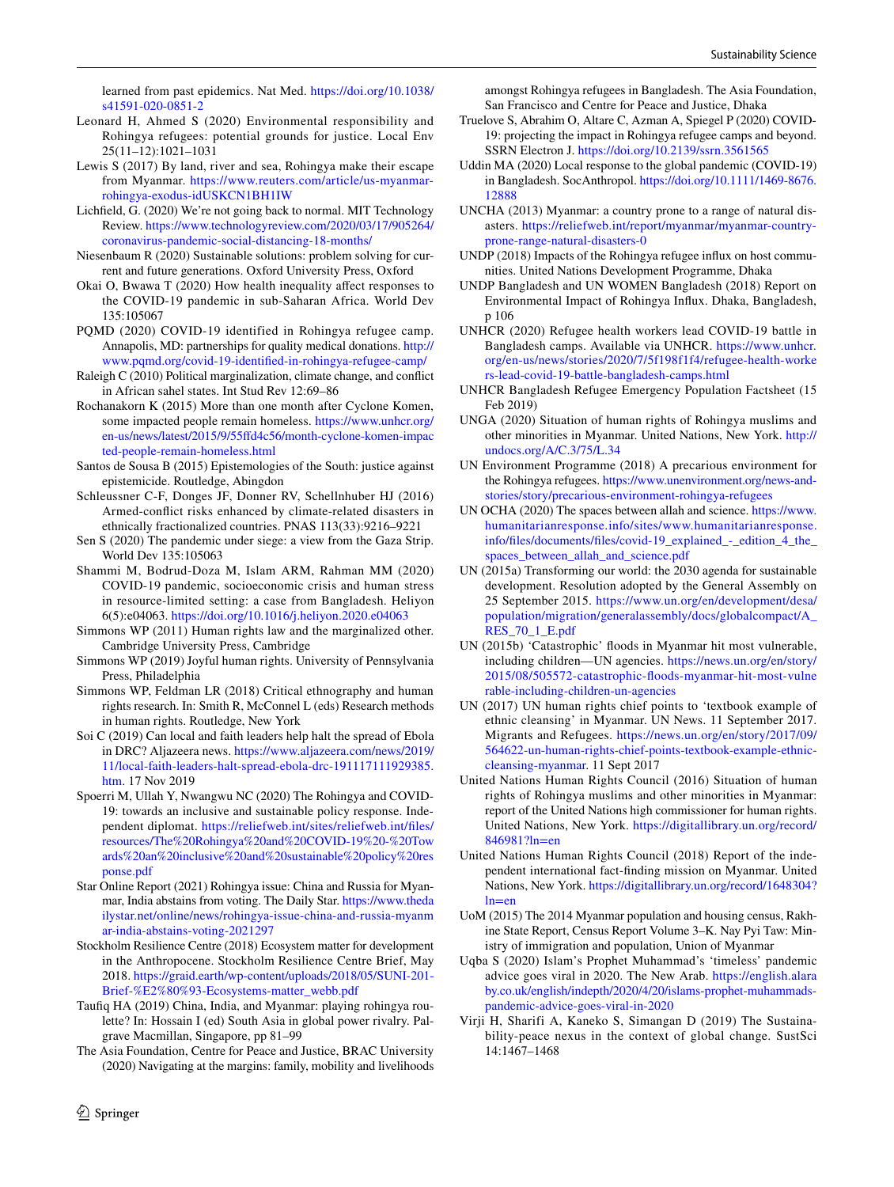learned from past epidemics. Nat Med. https://doi.org/10.1038/s41591-020-0851-2

Leonard H, Ahmed S (2020) Environmental responsibility and Rohingya refugees: potential grounds for justice. Local Env 25(11–12):1021–1031

Lewis S (2017) By land, river and sea, Rohingya make their escape from Myanmar. https://www.reuters.com/article/us-myanmar-rohingya-exodus-idUSKCN1BH1IW

Lichfield, G. (2020) We're not going back to normal. MIT Technology Review. https://www.technologyreview.com/2020/03/17/905264/coronavirus-pandemic-social-distancing-18-months/

Niesenbaum R (2020) Sustainable solutions: problem solving for current and future generations. Oxford University Press, Oxford

Okai O, Bwawa T (2020) How health inequality affect responses to the COVID-19 pandemic in sub-Saharan Africa. World Dev 135:105067

PQMD (2020) COVID-19 identified in Rohingya refugee camp. Annapolis, MD: partnerships for quality medical donations. http://www.pqmd.org/covid-19-identified-in-rohingya-refugee-camp/

Raleigh C (2010) Political marginalization, climate change, and conflict in African sahel states. Int Stud Rev 12:69–86

Rochanakorn K (2015) More than one month after Cyclone Komen, some impacted people remain homeless. https://www.unhcr.org/en-us/news/latest/2015/9/55ffd4c56/month-cyclone-komen-impacted-people-remain-homeless.html

Santos de Sousa B (2015) Epistemologies of the South: justice against epistemicide. Routledge, Abingdon

Schleussner C-F, Donges JF, Donner RV, Schellnhuber HJ (2016) Armed-conflict risks enhanced by climate-related disasters in ethnically fractionalized countries. PNAS 113(33):9216–9221

Sen S (2020) The pandemic under siege: a view from the Gaza Strip. World Dev 135:105063

Shammi M, Bodrud-Doza M, Islam ARM, Rahman MM (2020) COVID-19 pandemic, socioeconomic crisis and human stress in resource-limited setting: a case from Bangladesh. Heliyon 6(5):e04063. https://doi.org/10.1016/j.heliyon.2020.e04063

Simmons WP (2011) Human rights law and the marginalized other. Cambridge University Press, Cambridge

Simmons WP (2019) Joyful human rights. University of Pennsylvania Press, Philadelphia

Simmons WP, Feldman LR (2018) Critical ethnography and human rights research. In: Smith R, McConnel L (eds) Research methods in human rights. Routledge, New York

Soi C (2019) Can local and faith leaders help halt the spread of Ebola in DRC? Aljazeera news. https://www.aljazeera.com/news/2019/11/local-faith-leaders-halt-spread-ebola-drc-191117111929385.htm. 17 Nov 2019

Spoerri M, Ullah Y, Nwangwu NC (2020) The Rohingya and COVID-19: towards an inclusive and sustainable policy response. Independent diplomat. https://reliefweb.int/sites/reliefweb.int/files/resources/The%20Rohingya%20and%20COVID-19%20-%20Towards%20an%20inclusive%20and%20sustainable%20policy%20response.pdf

Star Online Report (2021) Rohingya issue: China and Russia for Myanmar, India abstains from voting. The Daily Star. https://www.thedailystar.net/online/news/rohingya-issue-china-and-russia-myanmar-india-abstains-voting-2021297

Stockholm Resilience Centre (2018) Ecosystem matter for development in the Anthropocene. Stockholm Resilience Centre Brief, May 2018. https://graid.earth/wp-content/uploads/2018/05/SUNI-201-Brief-%E2%80%93-Ecosystems-matter_webb.pdf

Taufiq HA (2019) China, India, and Myanmar: playing rohingya roulette? In: Hossain I (ed) South Asia in global power rivalry. Palgrave Macmillan, Singapore, pp 81–99

The Asia Foundation, Centre for Peace and Justice, BRAC University (2020) Navigating at the margins: family, mobility and livelihoods amongst Rohingya refugees in Bangladesh. The Asia Foundation, San Francisco and Centre for Peace and Justice, Dhaka

Truelove S, Abrahim O, Altare C, Azman A, Spiegel P (2020) COVID-19: projecting the impact in Rohingya refugee camps and beyond. SSRN Electron J. https://doi.org/10.2139/ssrn.3561565

Uddin MA (2020) Local response to the global pandemic (COVID-19) in Bangladesh. SocAnthropol. https://doi.org/10.1111/1469-8676.12888

UNCHA (2013) Myanmar: a country prone to a range of natural disasters. https://reliefweb.int/report/myanmar/myanmar-country-prone-range-natural-disasters-0

UNDP (2018) Impacts of the Rohingya refugee influx on host communities. United Nations Development Programme, Dhaka

UNDP Bangladesh and UN WOMEN Bangladesh (2018) Report on Environmental Impact of Rohingya Influx. Dhaka, Bangladesh, p 106

UNHCR (2020) Refugee health workers lead COVID-19 battle in Bangladesh camps. Available via UNHCR. https://www.unhcr.org/en-us/news/stories/2020/7/5f198f1f4/refugee-health-workers-lead-covid-19-battle-bangladesh-camps.html

UNHCR Bangladesh Refugee Emergency Population Factsheet (15 Feb 2019)

UNGA (2020) Situation of human rights of Rohingya muslims and other minorities in Myanmar. United Nations, New York. http://undocs.org/A/C.3/75/L.34

UN Environment Programme (2018) A precarious environment for the Rohingya refugees. https://www.unenvironment.org/news-and-stories/story/precarious-environment-rohingya-refugees

UN OCHA (2020) The spaces between allah and science. https://www.humanitarianresponse.info/sites/www.humanitarianresponse.info/files/documents/files/covid-19_explained_-_edition_4_the_spaces_between_allah_and_science.pdf

UN (2015a) Transforming our world: the 2030 agenda for sustainable development. Resolution adopted by the General Assembly on 25 September 2015. https://www.un.org/en/development/desa/population/migration/generalassembly/docs/globalcompact/A_RES_70_1_E.pdf

UN (2015b) 'Catastrophic' floods in Myanmar hit most vulnerable, including children—UN agencies. https://news.un.org/en/story/2015/08/505572-catastrophic-floods-myanmar-hit-most-vulnerable-including-children-un-agencies

UN (2017) UN human rights chief points to 'textbook example of ethnic cleansing' in Myanmar. UN News. 11 September 2017. Migrants and Refugees. https://news.un.org/en/story/2017/09/564622-un-human-rights-chief-points-textbook-example-ethnic-cleansing-myanmar. 11 Sept 2017

United Nations Human Rights Council (2016) Situation of human rights of Rohingya muslims and other minorities in Myanmar: report of the United Nations high commissioner for human rights. United Nations, New York. https://digitallibrary.un.org/record/846981?ln=en

United Nations Human Rights Council (2018) Report of the independent international fact-finding mission on Myanmar. United Nations, New York. https://digitallibrary.un.org/record/1648304?ln=en

UoM (2015) The 2014 Myanmar population and housing census, Rakhine State Report, Census Report Volume 3–K. Nay Pyi Taw: Ministry of immigration and population, Union of Myanmar

Uqba S (2020) Islam's Prophet Muhammad's 'timeless' pandemic advice goes viral in 2020. The New Arab. https://english.alaraby.co.uk/english/indepth/2020/4/20/islams-prophet-muhammads-pandemic-advice-goes-viral-in-2020

Virji H, Sharifi A, Kaneko S, Simangan D (2019) The Sustainability-peace nexus in the context of global change. SustSci 14:1467–1468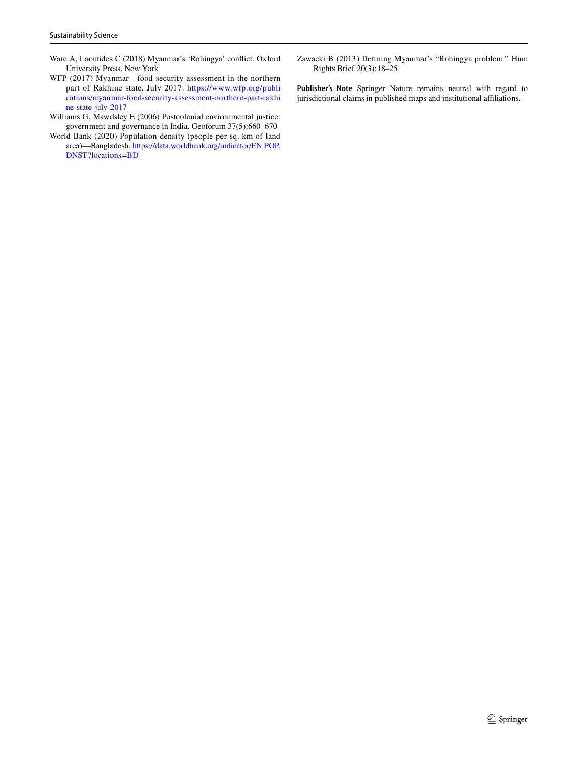Ware A, Laoutides C (2018) Myanmar's 'Rohingya' conflict. Oxford University Press, New York

WFP (2017) Myanmar—food security assessment in the northern part of Rakhine state, July 2017. https://www.wfp.org/publications/myanmar-food-security-assessment-northern-part-rakhine-state-july-2017

Williams G, Mawdsley E (2006) Postcolonial environmental justice: government and governance in India. Geoforum 37(5):660–670

World Bank (2020) Population density (people per sq. km of land area)—Bangladesh. https://data.worldbank.org/indicator/EN.POP.DNST?locations=BD

Zawacki B (2013) Defining Myanmar's "Rohingya problem." Hum Rights Brief 20(3):18–25

**Publisher's Note** Springer Nature remains neutral with regard to jurisdictional claims in published maps and institutional affiliations.